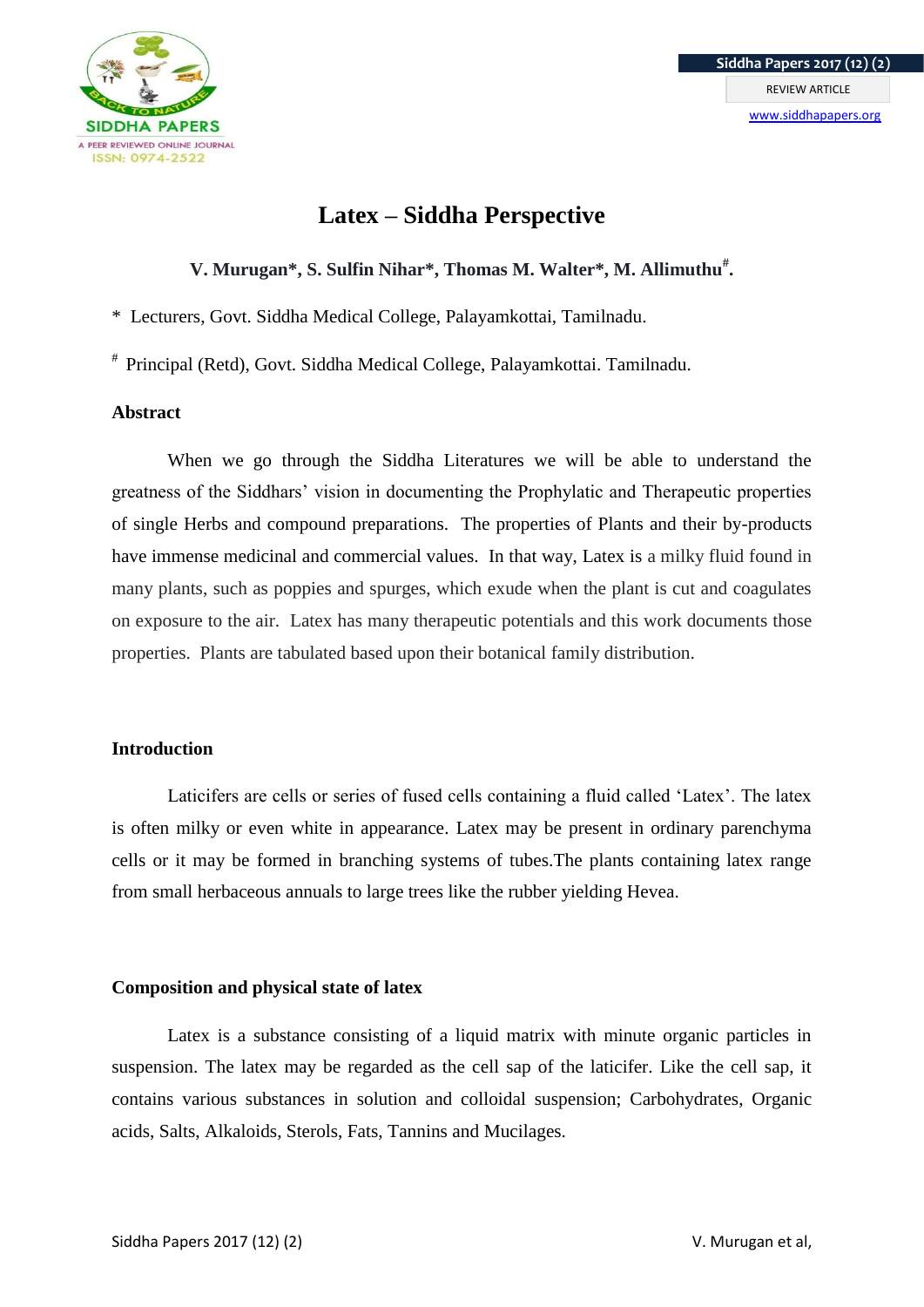# Latex – Siddha Perspective

**V. Murugan*, S. Sulfin Nihar*, Thomas M. Walter*, M. Allimuthu[#].**

* Lecturers, Govt. Siddha Medical College, Palayamkottai, Tamilnadu.

[#] Principal (Retd), Govt. Siddha Medical College, Palayamkottai. Tamilnadu.

## Abstract

When we go through the Siddha Literatures we will be able to understand the greatness of the Siddhars' vision in documenting the Prophylatic and Therapeutic properties of single Herbs and compound preparations. The properties of Plants and their by-products have immense medicinal and commercial values. In that way, Latex is a milky fluid found in many plants, such as poppies and spurges, which exude when the plant is cut and coagulates on exposure to the air. Latex has many therapeutic potentials and this work documents those properties. Plants are tabulated based upon their botanical family distribution.

## Introduction

Laticifers are cells or series of fused cells containing a fluid called 'Latex'. The latex is often milky or even white in appearance. Latex may be present in ordinary parenchyma cells or it may be formed in branching systems of tubes.The plants containing latex range from small herbaceous annuals to large trees like the rubber yielding Hevea.

## Composition and physical state of latex

Latex is a substance consisting of a liquid matrix with minute organic particles in suspension. The latex may be regarded as the cell sap of the laticifer. Like the cell sap, it contains various substances in solution and colloidal suspension; Carbohydrates, Organic acids, Salts, Alkaloids, Sterols, Fats, Tannins and Mucilages.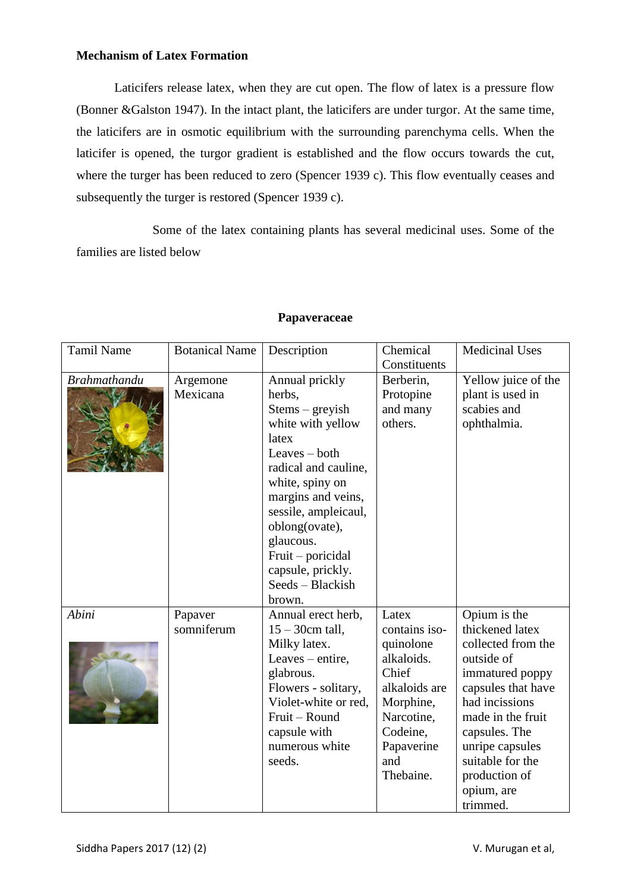**Mechanism of Latex Formation**

Laticifers release latex, when they are cut open. The flow of latex is a pressure flow (Bonner &Galston 1947). In the intact plant, the laticifers are under turgor. At the same time, the laticifers are in osmotic equilibrium with the surrounding parenchyma cells. When the laticifer is opened, the turgor gradient is established and the flow occurs towards the cut, where the turger has been reduced to zero (Spencer 1939 c). This flow eventually ceases and subsequently the turger is restored (Spencer 1939 c).

Some of the latex containing plants has several medicinal uses. Some of the families are listed below

**Papaveraceae**

| Tamil Name | Botanical Name | Description | Chemical Constituents | Medicinal Uses |
|---|---|---|---|---|
| *Brahmathandu* | Argemone Mexicana | Annual prickly herbs, Stems – greyish white with yellow latex Leaves – both radical and cauline, white, spiny on margins and veins, sessile, ampleicaul, oblong(ovate), glaucous. Fruit – poricidal capsule, prickly. Seeds – Blackish brown. | Berberin, Protopine and many others. | Yellow juice of the plant is used in scabies and ophthalmia. |
| *Abini* | Papaver somniferum | Annual erect herb, 15 – 30cm tall, Milky latex. Leaves – entire, glabrous. Flowers - solitary, Violet-white or red, Fruit – Round capsule with numerous white seeds. | Latex contains iso-quinolone alkaloids. Chief alkaloids are Morphine, Narcotine, Codeine, Papaverine and Thebaine. | Opium is the thickened latex collected from the outside of immatured poppy capsules that have had incisions made in the fruit capsules. The unripe capsules suitable for the production of opium, are trimmed. |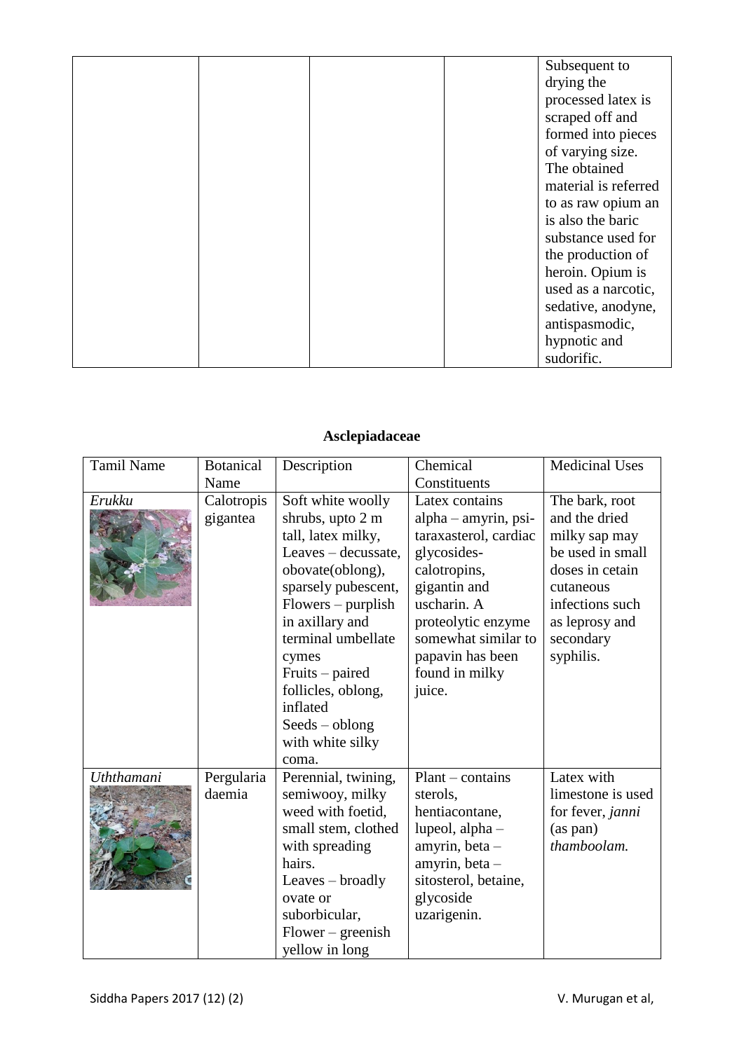| | | | | |
|---|---|---|---|---|
| | | | | Subsequent to drying the processed latex is scraped off and formed into pieces of varying size. The obtained material is referred to as raw opium an is also the baric substance used for the production of heroin. Opium is used as a narcotic, sedative, anodyne, antispasmodic, hypnotic and sudorific. |

**Asclepiadaceae**

| Tamil Name | Botanical Name | Description | Chemical Constituents | Medicinal Uses |
|---|---|---|---|---|
| *Erukku* | Calotropis gigantea | Soft white woolly shrubs, upto 2 m tall, latex milky, Leaves – decussate, obovate(oblong), sparsely pubescent, Flowers – purplish in axillary and terminal umbellate cymes Fruits – paired follicles, oblong, inflated Seeds – oblong with white silky coma. | Latex contains alpha – amyrin, psi-taraxasterol, cardiac glycosides-calotropins, gigantin and uscharin. A proteolytic enzyme somewhat similar to papavin has been found in milky juice. | The bark, root and the dried milky sap may be used in small doses in cetain cutaneous infections such as leprosy and secondary syphilis. |
| *Uththamani* | Pergularia daemia | Perennial, twining, semiwooy, milky weed with foetid, small stem, clothed with spreading hairs. Leaves – broadly ovate or suborbicular, Flower – greenish yellow in long | Plant – contains sterols, hentiacontane, lupeol, alpha – amyrin, beta – amyrin, beta – sitosterol, betaine, glycoside uzarigenin. | Latex with limestone is used for fever, *janni* (as pan) *thamboolam.* |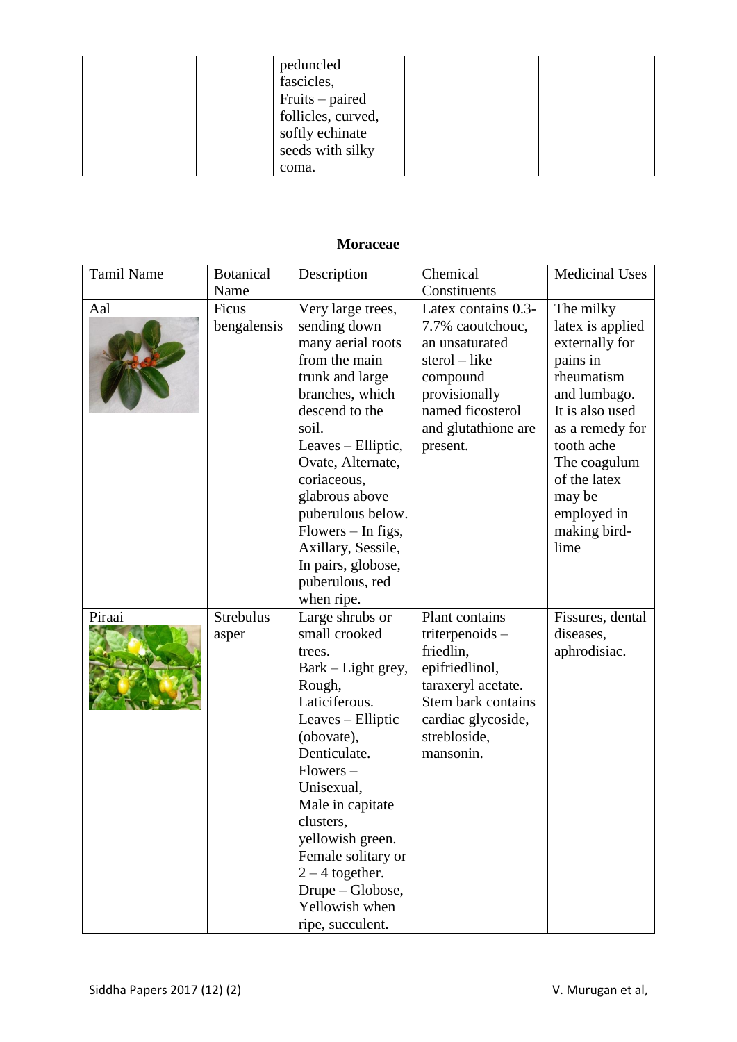| | | peduncled fascicles, Fruits – paired follicles, curved, softly echinate seeds with silky coma. | | |
|---|---|---|---|---|

**Moraceae**

| Tamil Name | Botanical Name | Description | Chemical Constituents | Medicinal Uses |
|---|---|---|---|---|
| Aal | Ficus bengalensis | Very large trees, sending down many aerial roots from the main trunk and large branches, which descend to the soil. Leaves – Elliptic, Ovate, Alternate, coriaceous, glabrous above puberulous below. Flowers – In figs, Axillary, Sessile, In pairs, globose, puberulous, red when ripe. | Latex contains 0.3-7.7% caoutchouc, an unsaturated sterol – like compound provisionally named ficosterol and glutathione are present. | The milky latex is applied externally for pains in rheumatism and lumbago. It is also used as a remedy for tooth ache The coagulum of the latex may be employed in making bird-lime |
| Piraai | Strebulus asper | Large shrubs or small crooked trees. Bark – Light grey, Rough, Laticiferous. Leaves – Elliptic (obovate), Denticulate. Flowers – Unisexual, Male in capitate clusters, yellowish green. Female solitary or 2 – 4 together. Drupe – Globose, Yellowish when ripe, succulent. | Plant contains triterpenoids – friedlin, epifriedlinol, taraxeryl acetate. Stem bark contains cardiac glycoside, strebloside, mansonin. | Fissures, dental diseases, aphrodisiac. |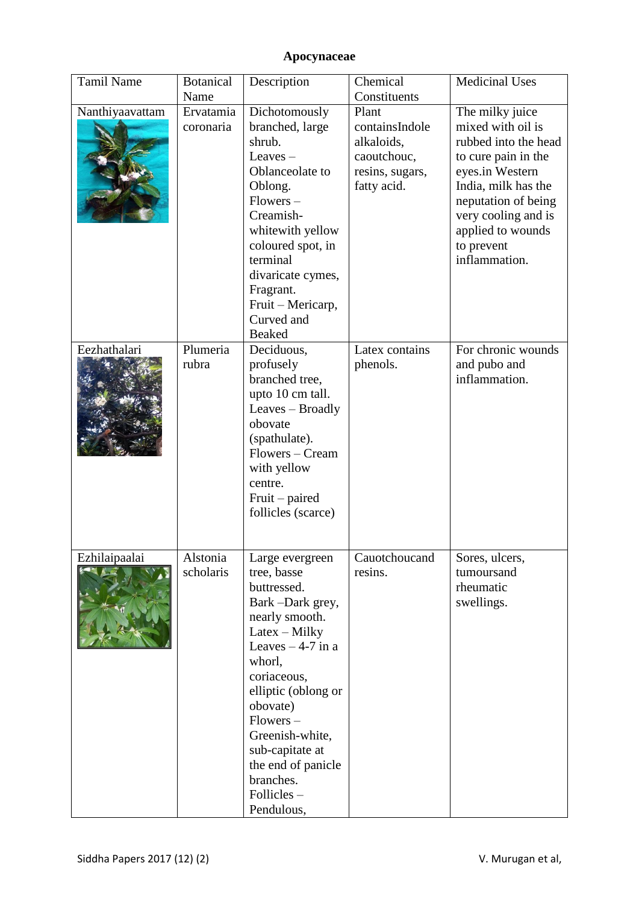**Apocynaceae**

| Tamil Name | Botanical Name | Description | Chemical Constituents | Medicinal Uses |
|---|---|---|---|---|
| Nanthiyaavattam | Ervatamia coronaria | Dichotomously branched, large shrub. Leaves – Oblanceolate to Oblong. Flowers – Creamish-whitewith yellow coloured spot, in terminal divaricate cymes, Fragrant. Fruit – Mericarp, Curved and Beaked | Plant containsIndole alkaloids, caoutchouc, resins, sugars, fatty acid. | The milky juice mixed with oil is rubbed into the head to cure pain in the eyes.in Western India, milk has the neputation of being very cooling and is applied to wounds to prevent inflammation. |
| Eezhathalari | Plumeria rubra | Deciduous, profusely branched tree, upto 10 cm tall. Leaves – Broadly obovate (spathulate). Flowers – Cream with yellow centre. Fruit – paired follicles (scarce) | Latex contains phenols. | For chronic wounds and pubo and inflammation. |
| Ezhilaipaalai | Alstonia scholaris | Large evergreen tree, basse buttressed. Bark –Dark grey, nearly smooth. Latex – Milky Leaves – 4-7 in a whorl, coriaceous, elliptic (oblong or obovate) Flowers – Greenish-white, sub-capitate at the end of panicle branches. Follicles – Pendulous, | Cauotchoucand resins. | Sores, ulcers, tumoursand rheumatic swellings. |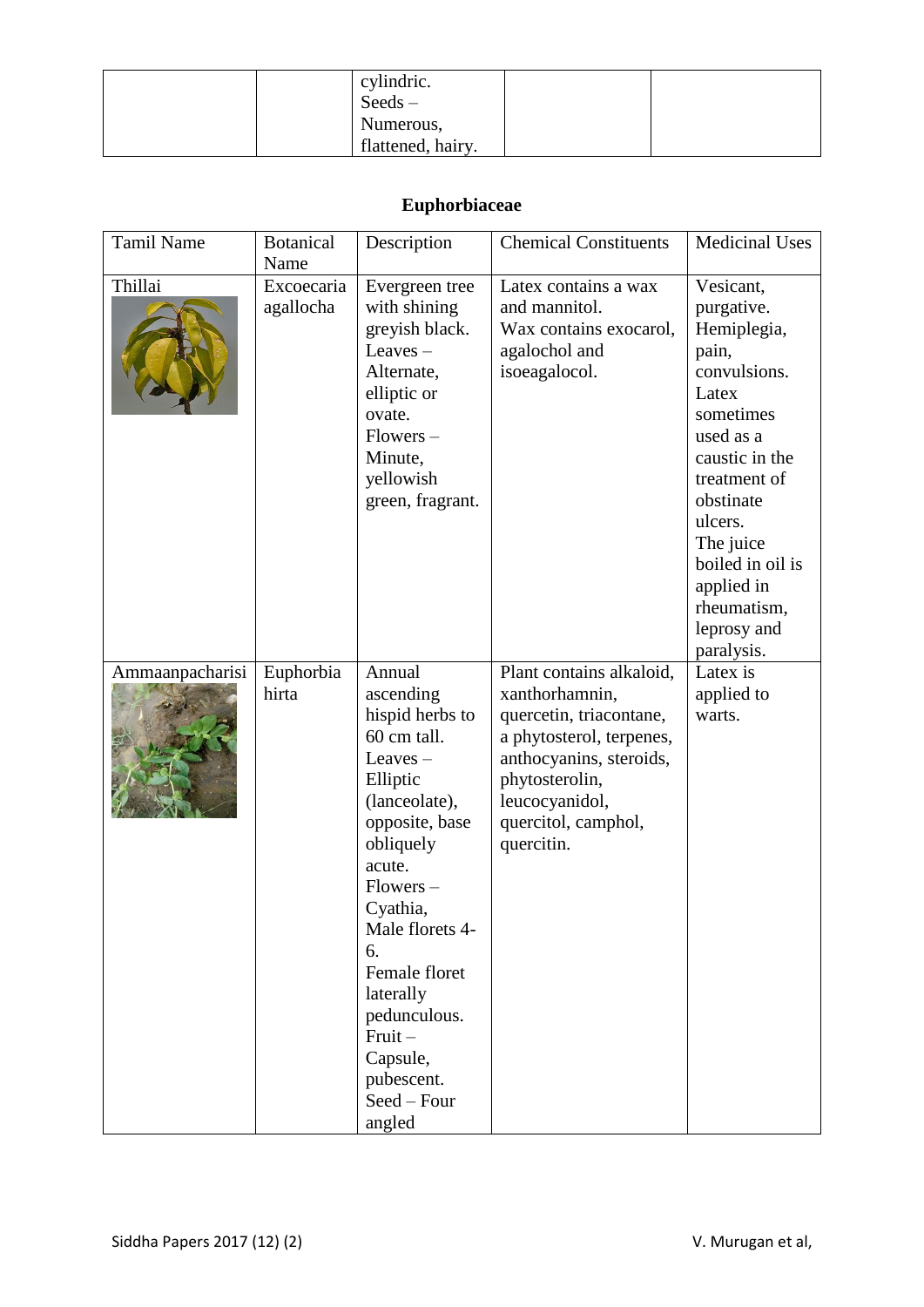| | | cylindric. Seeds – Numerous, flattened, hairy. | | |
|---|---|---|---|---|

**Euphorbiaceae**

| Tamil Name | Botanical Name | Description | Chemical Constituents | Medicinal Uses |
|---|---|---|---|---|
| Thillai | Excoecaria agallocha | Evergreen tree with shining greyish black. Leaves – Alternate, elliptic or ovate. Flowers – Minute, yellowish green, fragrant. | Latex contains a wax and mannitol. Wax contains exocarol, agalochol and isoeagalocol. | Vesicant, purgative. Hemiplegia, pain, convulsions. Latex sometimes used as a caustic in the treatment of obstinate ulcers. The juice boiled in oil is applied in rheumatism, leprosy and paralysis. |
| Ammaanpacharisi | Euphorbia hirta | Annual ascending hispid herbs to 60 cm tall. Leaves – Elliptic (lanceolate), opposite, base obliquely acute. Flowers – Cyathia, Male florets 4-6. Female floret laterally pedunculous. Fruit – Capsule, pubescent. Seed – Four angled | Plant contains alkaloid, xanthorhamnin, quercetin, triacontane, a phytosterol, terpenes, anthocyanins, steroids, phytosterolin, leucocyanidol, quercitol, camphol, quercitin. | Latex is applied to warts. |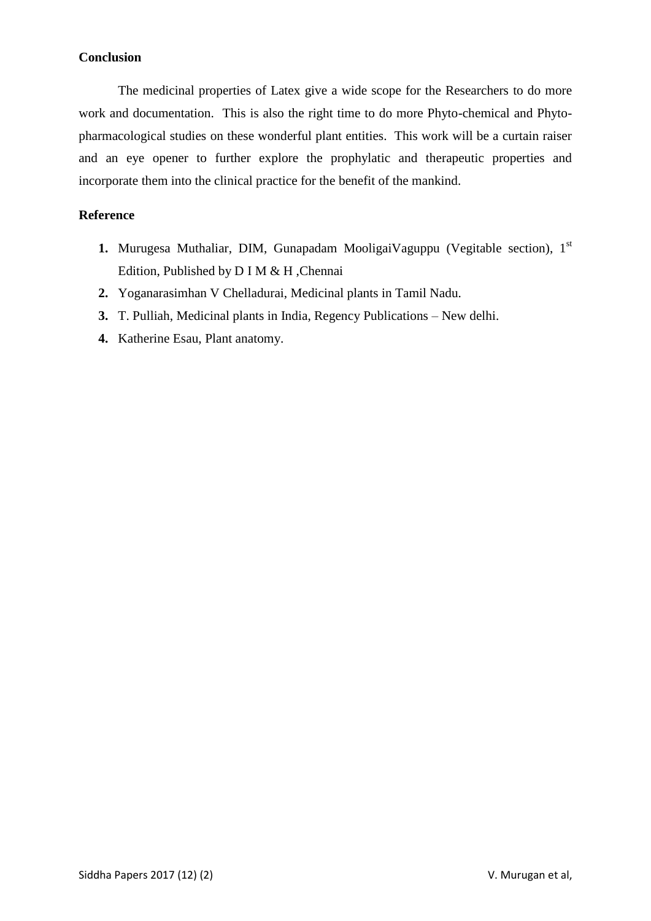## Conclusion

The medicinal properties of Latex give a wide scope for the Researchers to do more work and documentation. This is also the right time to do more Phyto-chemical and Phyto-pharmacological studies on these wonderful plant entities. This work will be a curtain raiser and an eye opener to further explore the prophylatic and therapeutic properties and incorporate them into the clinical practice for the benefit of the mankind.

## Reference

1. Murugesa Muthaliar, DIM, Gunapadam MooligaiVaguppu (Vegitable section), 1st Edition, Published by D I M & H ,Chennai
2. Yoganarasimhan V Chelladurai, Medicinal plants in Tamil Nadu.
3. T. Pulliah, Medicinal plants in India, Regency Publications – New delhi.
4. Katherine Esau, Plant anatomy.